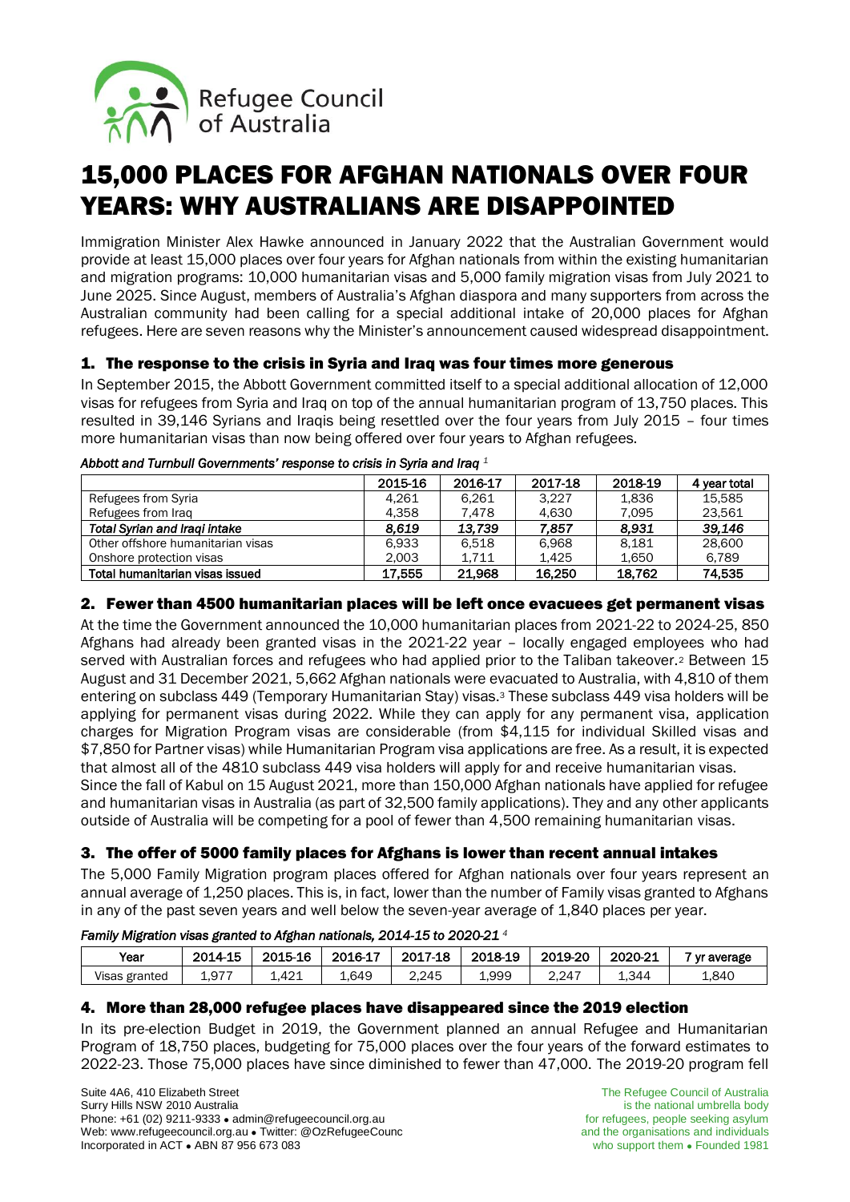# 15,000 PLACES FOR AFGHAN NATIONALS OVER FOUR YEARS: WHY AUSTRALIANS ARE DISAPPOINTED

Immigration Minister Alex Hawke announced in January 2022 that the Australian Government would provide at least 15,000 places over four years for Afghan nationals from within the existing humanitarian and migration programs: 10,000 humanitarian visas and 5,000 family migration visas from July 2021 to June 2025. Since August, members of Australia's Afghan diaspora and many supporters from across the Australian community had been calling for a special additional intake of 20,000 places for Afghan refugees. Here are seven reasons why the Minister's announcement caused widespread disappointment.

## 1. The response to the crisis in Syria and Iraq was four times more generous

In September 2015, the Abbott Government committed itself to a special additional allocation of 12,000 visas for refugees from Syria and Iraq on top of the annual humanitarian program of 13,750 places. This resulted in 39,146 Syrians and Iraqis being resettled over the four years from July 2015 – four times more humanitarian visas than now being offered over four years to Afghan refugees.

*Abbott and Turnbull Governments' response to crisis in Syria and Iraq* [1]

| | 2015-16 | 2016-17 | 2017-18 | 2018-19 | 4 year total |
|---|---|---|---|---|---|
| Refugees from Syria | 4,261 | 6,261 | 3,227 | 1,836 | 15,585 |
| Refugees from Iraq | 4,358 | 7,478 | 4,630 | 7,095 | 23,561 |
| ***Total Syrian and Iraqi intake*** | ***8,619*** | ***13,739*** | ***7,857*** | ***8,931*** | ***39,146*** |
| Other offshore humanitarian visas | 6,933 | 6,518 | 6,968 | 8,181 | 28,600 |
| Onshore protection visas | 2,003 | 1,711 | 1,425 | 1,650 | 6,789 |
| **Total humanitarian visas issued** | **17,555** | **21,968** | **16,250** | **18,762** | **74,535** |

## 2. Fewer than 4500 humanitarian places will be left once evacuees get permanent visas

At the time the Government announced the 10,000 humanitarian places from 2021-22 to 2024-25, 850 Afghans had already been granted visas in the 2021-22 year – locally engaged employees who had served with Australian forces and refugees who had applied prior to the Taliban takeover.[2] Between 15 August and 31 December 2021, 5,662 Afghan nationals were evacuated to Australia, with 4,810 of them entering on subclass 449 (Temporary Humanitarian Stay) visas.[3] These subclass 449 visa holders will be applying for permanent visas during 2022. While they can apply for any permanent visa, application charges for Migration Program visas are considerable (from $4,115 for individual Skilled visas and $7,850 for Partner visas) while Humanitarian Program visa applications are free. As a result, it is expected that almost all of the 4810 subclass 449 visa holders will apply for and receive humanitarian visas.

Since the fall of Kabul on 15 August 2021, more than 150,000 Afghan nationals have applied for refugee and humanitarian visas in Australia (as part of 32,500 family applications). They and any other applicants outside of Australia will be competing for a pool of fewer than 4,500 remaining humanitarian visas.

## 3. The offer of 5000 family places for Afghans is lower than recent annual intakes

The 5,000 Family Migration program places offered for Afghan nationals over four years represent an annual average of 1,250 places. This is, in fact, lower than the number of Family visas granted to Afghans in any of the past seven years and well below the seven-year average of 1,840 places per year.

*Family Migration visas granted to Afghan nationals, 2014-15 to 2020-21* [4]

| Year | 2014-15 | 2015-16 | 2016-17 | 2017-18 | 2018-19 | 2019-20 | 2020-21 | 7 yr average |
|---|---|---|---|---|---|---|---|---|
| Visas granted | 1,977 | 1,421 | 1,649 | 2,245 | 1,999 | 2,247 | 1,344 | 1,840 |

## 4. More than 28,000 refugee places have disappeared since the 2019 election

In its pre-election Budget in 2019, the Government planned an annual Refugee and Humanitarian Program of 18,750 places, budgeting for 75,000 places over the four years of the forward estimates to 2022-23. Those 75,000 places have since diminished to fewer than 47,000. The 2019-20 program fell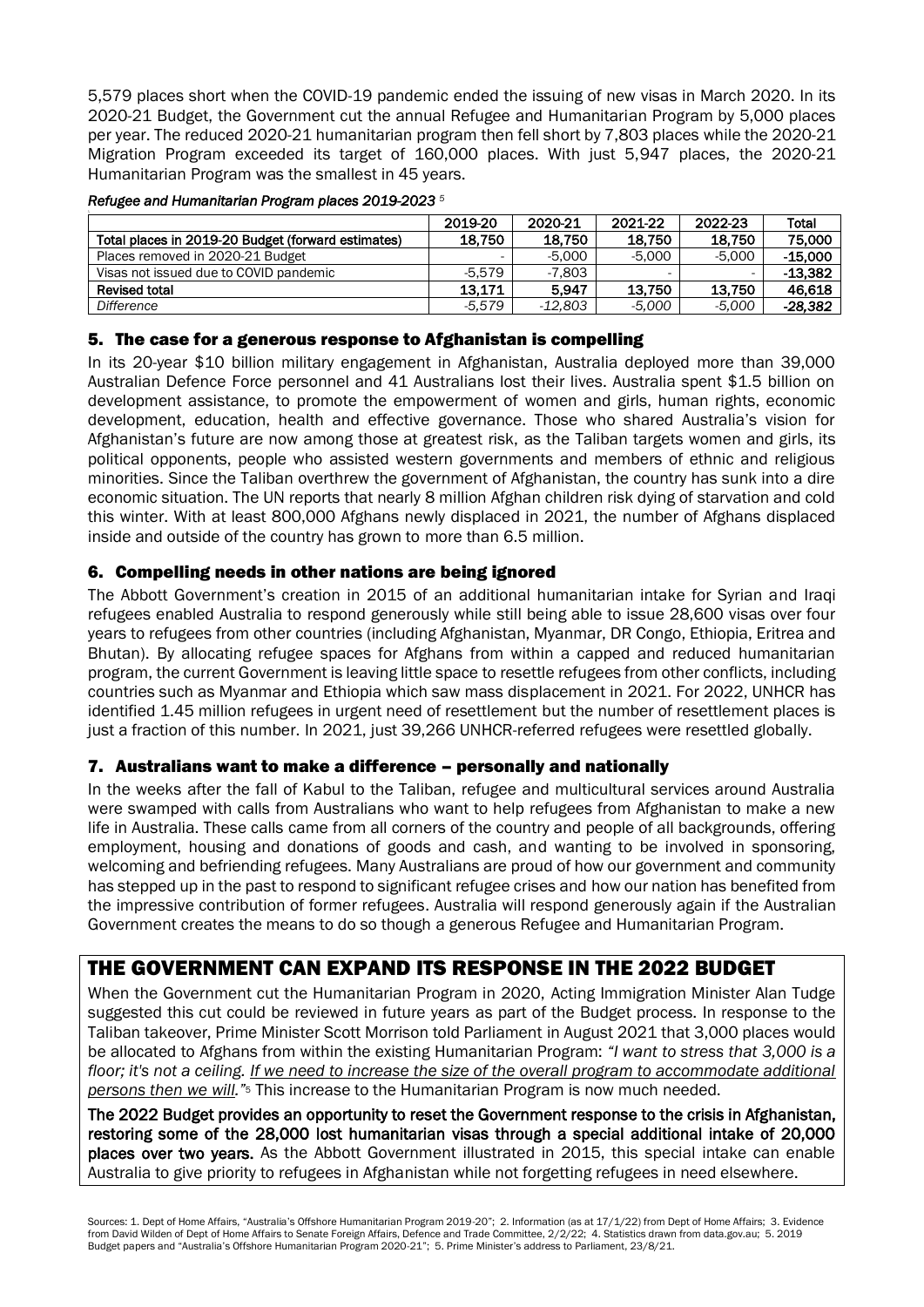5,579 places short when the COVID-19 pandemic ended the issuing of new visas in March 2020. In its 2020-21 Budget, the Government cut the annual Refugee and Humanitarian Program by 5,000 places per year. The reduced 2020-21 humanitarian program then fell short by 7,803 places while the 2020-21 Migration Program exceeded its target of 160,000 places. With just 5,947 places, the 2020-21 Humanitarian Program was the smallest in 45 years.

*Refugee and Humanitarian Program places 2019-2023* [5]

| | 2019-20 | 2020-21 | 2021-22 | 2022-23 | Total |
|---|---|---|---|---|---|
| **Total places in 2019-20 Budget (forward estimates)** | **18,750** | **18,750** | **18,750** | **18,750** | **75,000** |
| Places removed in 2020-21 Budget | - | -5,000 | -5,000 | -5,000 | **-15,000** |
| Visas not issued due to COVID pandemic | -5,579 | -7,803 | - | - | **-13,382** |
| **Revised total** | **13,171** | **5,947** | **13,750** | **13,750** | **46,618** |
| *Difference* | *-5,579* | *-12,803* | *-5,000* | *-5,000* | ***-28,382*** |

## 5. The case for a generous response to Afghanistan is compelling

In its 20-year $10 billion military engagement in Afghanistan, Australia deployed more than 39,000 Australian Defence Force personnel and 41 Australians lost their lives. Australia spent $1.5 billion on development assistance, to promote the empowerment of women and girls, human rights, economic development, education, health and effective governance. Those who shared Australia's vision for Afghanistan's future are now among those at greatest risk, as the Taliban targets women and girls, its political opponents, people who assisted western governments and members of ethnic and religious minorities. Since the Taliban overthrew the government of Afghanistan, the country has sunk into a dire economic situation. The UN reports that nearly 8 million Afghan children risk dying of starvation and cold this winter. With at least 800,000 Afghans newly displaced in 2021, the number of Afghans displaced inside and outside of the country has grown to more than 6.5 million.

## 6. Compelling needs in other nations are being ignored

The Abbott Government's creation in 2015 of an additional humanitarian intake for Syrian and Iraqi refugees enabled Australia to respond generously while still being able to issue 28,600 visas over four years to refugees from other countries (including Afghanistan, Myanmar, DR Congo, Ethiopia, Eritrea and Bhutan). By allocating refugee spaces for Afghans from within a capped and reduced humanitarian program, the current Government is leaving little space to resettle refugees from other conflicts, including countries such as Myanmar and Ethiopia which saw mass displacement in 2021. For 2022, UNHCR has identified 1.45 million refugees in urgent need of resettlement but the number of resettlement places is just a fraction of this number. In 2021, just 39,266 UNHCR-referred refugees were resettled globally.

## 7. Australians want to make a difference – personally and nationally

In the weeks after the fall of Kabul to the Taliban, refugee and multicultural services around Australia were swamped with calls from Australians who want to help refugees from Afghanistan to make a new life in Australia. These calls came from all corners of the country and people of all backgrounds, offering employment, housing and donations of goods and cash, and wanting to be involved in sponsoring, welcoming and befriending refugees. Many Australians are proud of how our government and community has stepped up in the past to respond to significant refugee crises and how our nation has benefited from the impressive contribution of former refugees. Australia will respond generously again if the Australian Government creates the means to do so though a generous Refugee and Humanitarian Program.

# THE GOVERNMENT CAN EXPAND ITS RESPONSE IN THE 2022 BUDGET

When the Government cut the Humanitarian Program in 2020, Acting Immigration Minister Alan Tudge suggested this cut could be reviewed in future years as part of the Budget process. In response to the Taliban takeover, Prime Minister Scott Morrison told Parliament in August 2021 that 3,000 places would be allocated to Afghans from within the existing Humanitarian Program: *"I want to stress that 3,000 is a floor; it's not a ceiling. If we need to increase the size of the overall program to accommodate additional persons then we will."*[5] This increase to the Humanitarian Program is now much needed.

**The 2022 Budget provides an opportunity to reset the Government response to the crisis in Afghanistan, restoring some of the 28,000 lost humanitarian visas through a special additional intake of 20,000 places over two years.** As the Abbott Government illustrated in 2015, this special intake can enable Australia to give priority to refugees in Afghanistan while not forgetting refugees in need elsewhere.

Sources: 1. Dept of Home Affairs, "Australia's Offshore Humanitarian Program 2019-20"; 2. Information (as at 17/1/22) from Dept of Home Affairs; 3. Evidence from David Wilden of Dept of Home Affairs to Senate Foreign Affairs, Defence and Trade Committee, 2/2/22; 4. Statistics drawn from data.gov.au; 5. 2019 Budget papers and "Australia's Offshore Humanitarian Program 2020-21"; 5. Prime Minister's address to Parliament, 23/8/21.